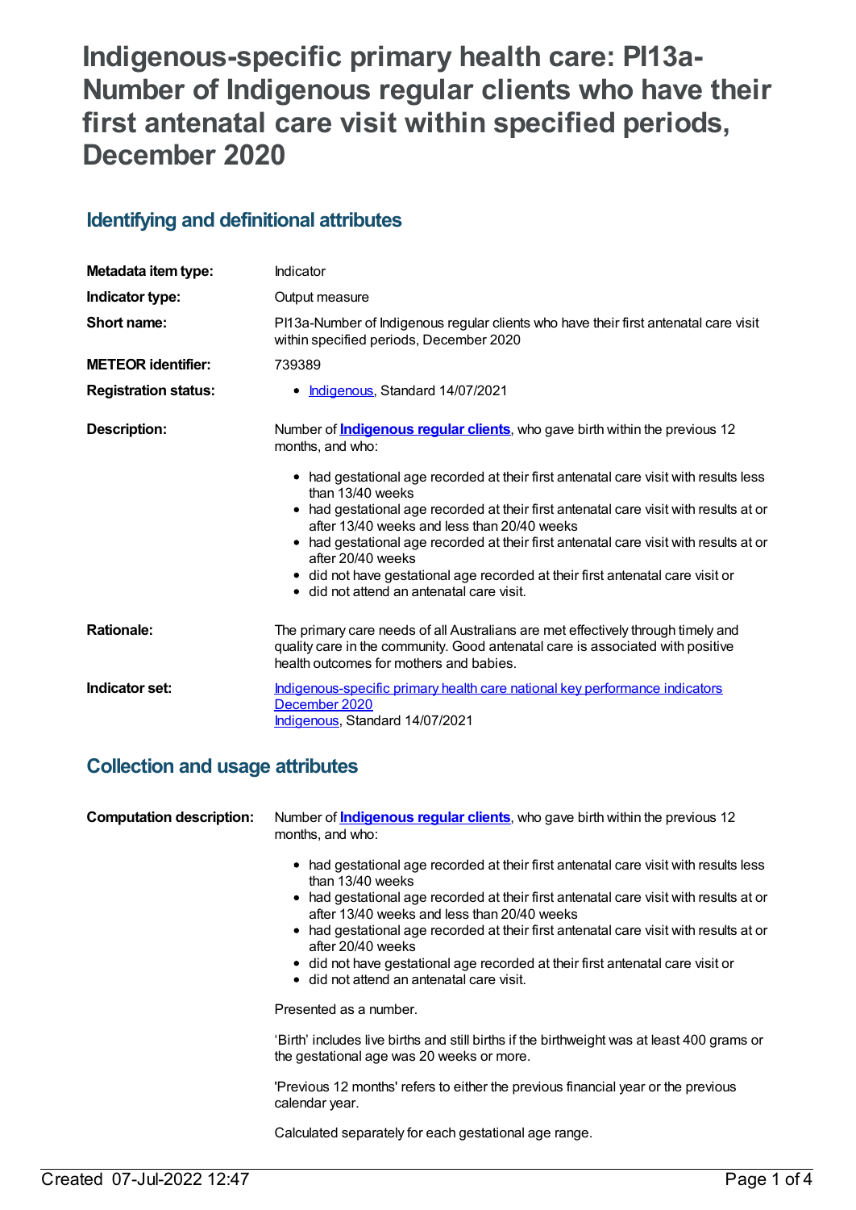# Indigenous-specific primary health care: PI13a-Number of Indigenous regular clients who have their first antenatal care visit within specified periods, December 2020

## Identifying and definitional attributes

| | |
|---|---|
| **Metadata item type:** | Indicator |
| **Indicator type:** | Output measure |
| **Short name:** | PI13a-Number of Indigenous regular clients who have their first antenatal care visit within specified periods, December 2020 |
| **METEOR identifier:** | 739389 |
| **Registration status:** | • Indigenous, Standard 14/07/2021 |

**Description:**

Number of **Indigenous regular clients**, who gave birth within the previous 12 months, and who:

- had gestational age recorded at their first antenatal care visit with results less than 13/40 weeks
- had gestational age recorded at their first antenatal care visit with results at or after 13/40 weeks and less than 20/40 weeks
- had gestational age recorded at their first antenatal care visit with results at or after 20/40 weeks
- did not have gestational age recorded at their first antenatal care visit or
- did not attend an antenatal care visit.

**Rationale:**

The primary care needs of all Australians are met effectively through timely and quality care in the community. Good antenatal care is associated with positive health outcomes for mothers and babies.

**Indicator set:**

Indigenous-specific primary health care national key performance indicators December 2020
Indigenous, Standard 14/07/2021

## Collection and usage attributes

**Computation description:**

Number of **Indigenous regular clients**, who gave birth within the previous 12 months, and who:

- had gestational age recorded at their first antenatal care visit with results less than 13/40 weeks
- had gestational age recorded at their first antenatal care visit with results at or after 13/40 weeks and less than 20/40 weeks
- had gestational age recorded at their first antenatal care visit with results at or after 20/40 weeks
- did not have gestational age recorded at their first antenatal care visit or
- did not attend an antenatal care visit.

Presented as a number.

'Birth' includes live births and still births if the birthweight was at least 400 grams or the gestational age was 20 weeks or more.

'Previous 12 months' refers to either the previous financial year or the previous calendar year.

Calculated separately for each gestational age range.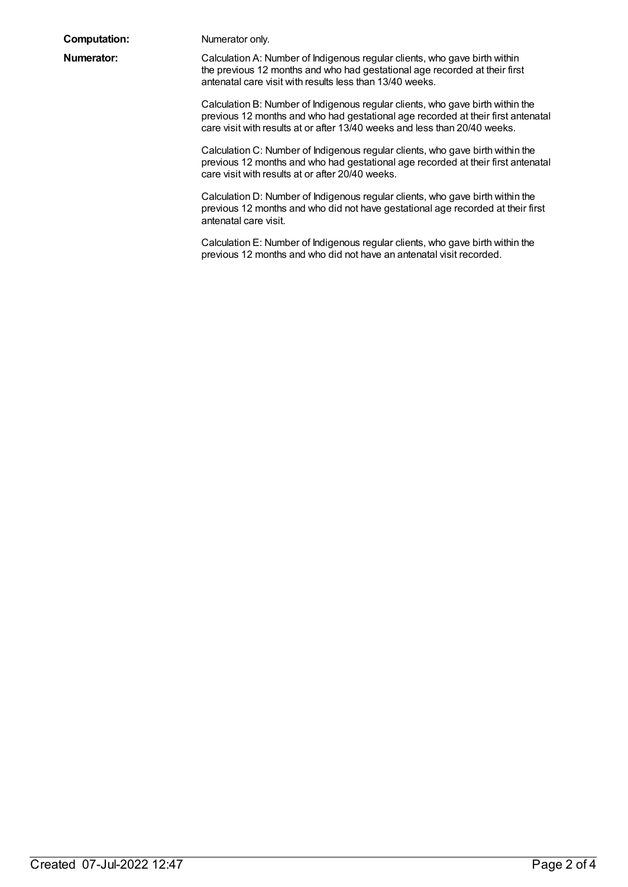**Computation:** Numerator only.

**Numerator:** Calculation A: Number of Indigenous regular clients, who gave birth within the previous 12 months and who had gestational age recorded at their first antenatal care visit with results less than 13/40 weeks.

Calculation B: Number of Indigenous regular clients, who gave birth within the previous 12 months and who had gestational age recorded at their first antenatal care visit with results at or after 13/40 weeks and less than 20/40 weeks.

Calculation C: Number of Indigenous regular clients, who gave birth within the previous 12 months and who had gestational age recorded at their first antenatal care visit with results at or after 20/40 weeks.

Calculation D: Number of Indigenous regular clients, who gave birth within the previous 12 months and who did not have gestational age recorded at their first antenatal care visit.

Calculation E: Number of Indigenous regular clients, who gave birth within the previous 12 months and who did not have an antenatal visit recorded.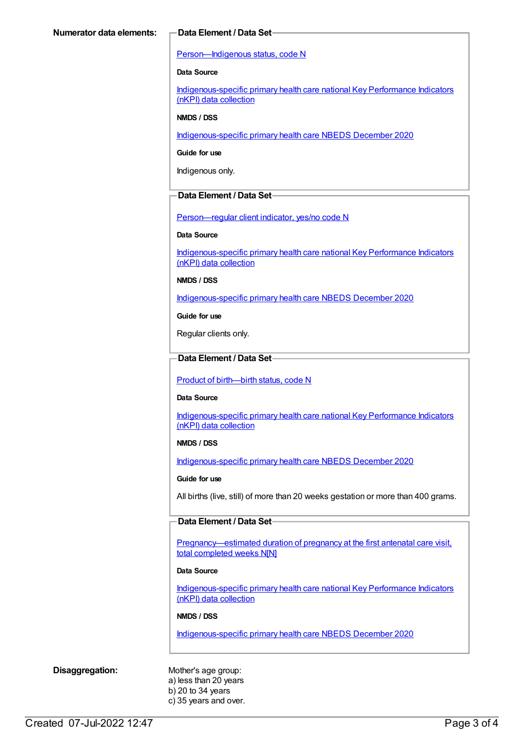**Numerator data elements:**

**Data Element / Data Set**

Person—Indigenous status, code N

**Data Source**

Indigenous-specific primary health care national Key Performance Indicators (nKPI) data collection

**NMDS / DSS**

Indigenous-specific primary health care NBEDS December 2020

**Guide for use**

Indigenous only.

**Data Element / Data Set**

Person—regular client indicator, yes/no code N

**Data Source**

Indigenous-specific primary health care national Key Performance Indicators (nKPI) data collection

**NMDS / DSS**

Indigenous-specific primary health care NBEDS December 2020

**Guide for use**

Regular clients only.

**Data Element / Data Set**

Product of birth—birth status, code N

**Data Source**

Indigenous-specific primary health care national Key Performance Indicators (nKPI) data collection

**NMDS / DSS**

Indigenous-specific primary health care NBEDS December 2020

**Guide for use**

All births (live, still) of more than 20 weeks gestation or more than 400 grams.

**Data Element / Data Set**

Pregnancy—estimated duration of pregnancy at the first antenatal care visit, total completed weeks N[N]

**Data Source**

Indigenous-specific primary health care national Key Performance Indicators (nKPI) data collection

**NMDS / DSS**

Indigenous-specific primary health care NBEDS December 2020

**Disaggregation:**

Mother's age group:
a) less than 20 years
b) 20 to 34 years
c) 35 years and over.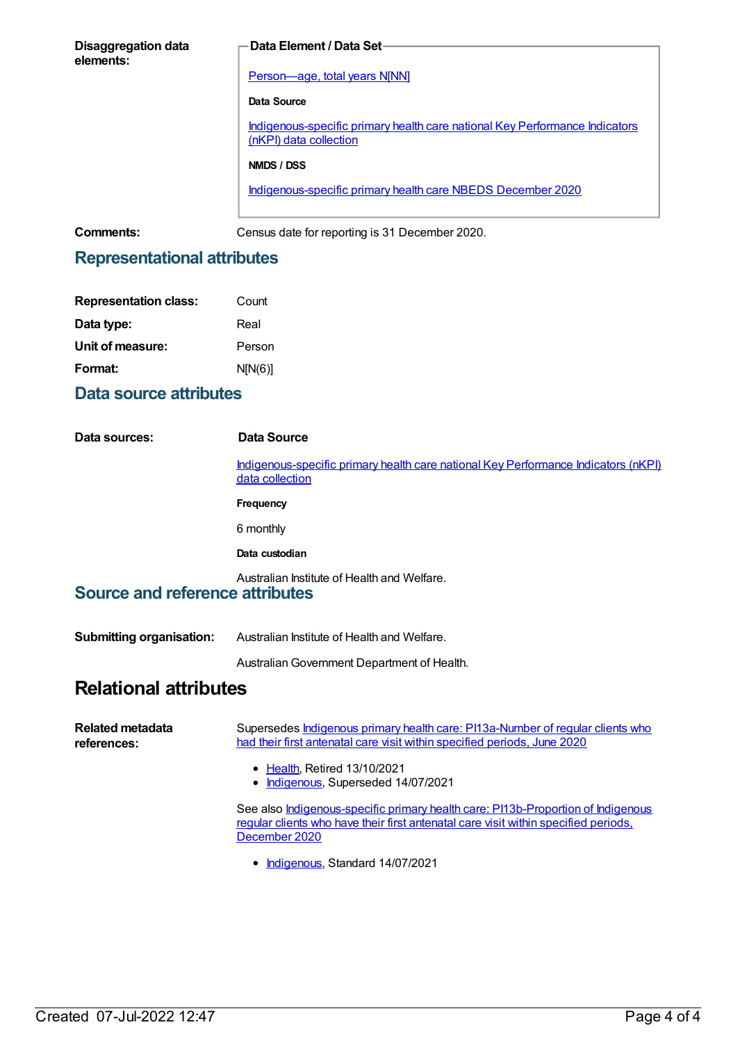**Disaggregation data elements:**

**Data Element / Data Set**

Person—age, total years N[NN]

**Data Source**

Indigenous-specific primary health care national Key Performance Indicators (nKPI) data collection

**NMDS / DSS**

Indigenous-specific primary health care NBEDS December 2020

**Comments:** Census date for reporting is 31 December 2020.

## Representational attributes

| | |
|---|---|
| **Representation class:** | Count |
| **Data type:** | Real |
| **Unit of measure:** | Person |
| **Format:** | N[N(6)] |

## Data source attributes

**Data sources:**

**Data Source**

Indigenous-specific primary health care national Key Performance Indicators (nKPI) data collection

**Frequency**

6 monthly

**Data custodian**

Australian Institute of Health and Welfare.

## Source and reference attributes

**Submitting organisation:** Australian Institute of Health and Welfare.

Australian Government Department of Health.

# Relational attributes

**Related metadata references:**

Supersedes Indigenous primary health care: PI13a-Number of regular clients who had their first antenatal care visit within specified periods, June 2020

- Health, Retired 13/10/2021
- Indigenous, Superseded 14/07/2021

See also Indigenous-specific primary health care: PI13b-Proportion of Indigenous regular clients who have their first antenatal care visit within specified periods, December 2020

- Indigenous, Standard 14/07/2021